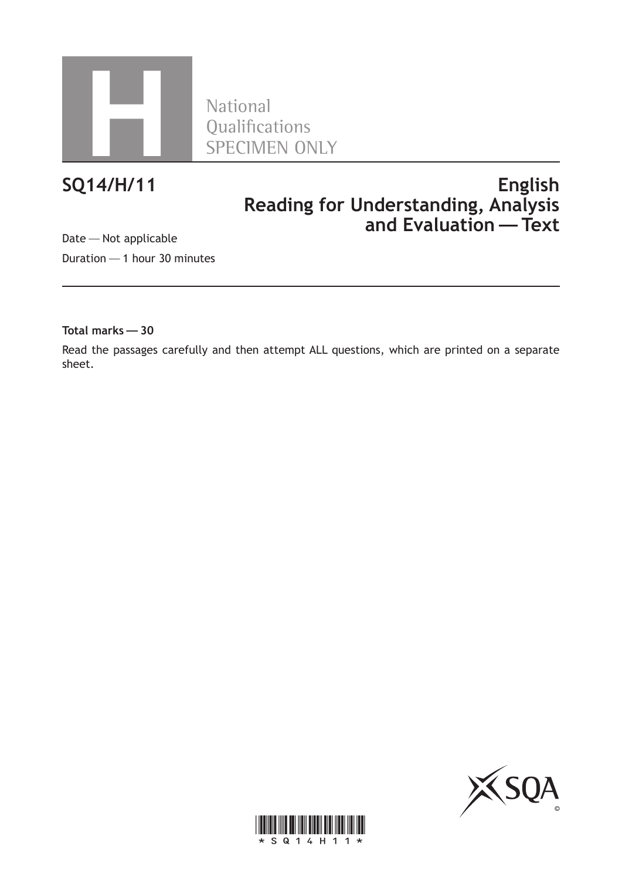National Qualifications SPECIMEN ONLY

# SQ14/H/11

# English Reading for Understanding, Analysis and Evaluation — Text

Date — Not applicable

Duration — 1 hour 30 minutes

**Total marks — 30**

Read the passages carefully and then attempt ALL questions, which are printed on a separate sheet.

*SQ14H11*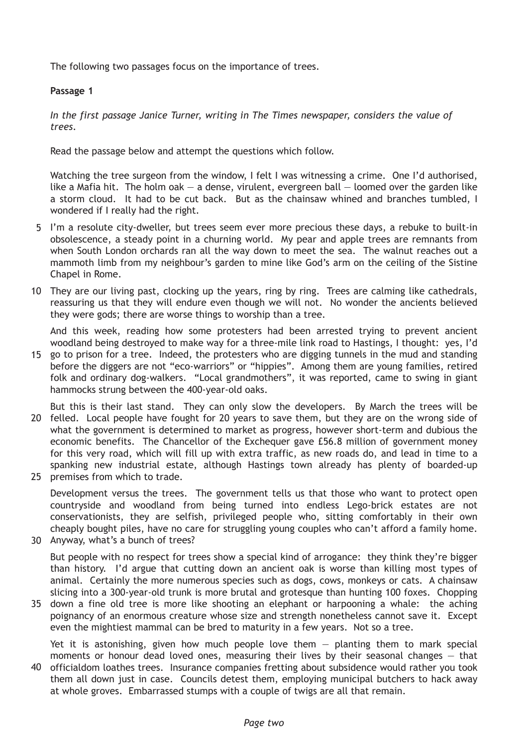The following two passages focus on the importance of trees.

**Passage 1**

*In the first passage Janice Turner, writing in The Times newspaper, considers the value of trees.*

Read the passage below and attempt the questions which follow.

Watching the tree surgeon from the window, I felt I was witnessing a crime. One I'd authorised, like a Mafia hit. The holm oak — a dense, virulent, evergreen ball — loomed over the garden like a storm cloud. It had to be cut back. But as the chainsaw whined and branches tumbled, I wondered if I really had the right.

I'm a resolute city-dweller, but trees seem ever more precious these days, a rebuke to built-in obsolescence, a steady point in a churning world. My pear and apple trees are remnants from when South London orchards ran all the way down to meet the sea. The walnut reaches out a mammoth limb from my neighbour's garden to mine like God's arm on the ceiling of the Sistine Chapel in Rome.

They are our living past, clocking up the years, ring by ring. Trees are calming like cathedrals, reassuring us that they will endure even though we will not. No wonder the ancients believed they were gods; there are worse things to worship than a tree.

And this week, reading how some protesters had been arrested trying to prevent ancient woodland being destroyed to make way for a three-mile link road to Hastings, I thought: yes, I'd go to prison for a tree. Indeed, the protesters who are digging tunnels in the mud and standing before the diggers are not "eco-warriors" or "hippies". Among them are young families, retired folk and ordinary dog-walkers. "Local grandmothers", it was reported, came to swing in giant hammocks strung between the 400-year-old oaks.

But this is their last stand. They can only slow the developers. By March the trees will be felled. Local people have fought for 20 years to save them, but they are on the wrong side of what the government is determined to market as progress, however short-term and dubious the economic benefits. The Chancellor of the Exchequer gave £56.8 million of government money for this very road, which will fill up with extra traffic, as new roads do, and lead in time to a spanking new industrial estate, although Hastings town already has plenty of boarded-up premises from which to trade.

Development versus the trees. The government tells us that those who want to protect open countryside and woodland from being turned into endless Lego-brick estates are not conservationists, they are selfish, privileged people who, sitting comfortably in their own cheaply bought piles, have no care for struggling young couples who can't afford a family home. Anyway, what's a bunch of trees?

But people with no respect for trees show a special kind of arrogance: they think they're bigger than history. I'd argue that cutting down an ancient oak is worse than killing most types of animal. Certainly the more numerous species such as dogs, cows, monkeys or cats. A chainsaw slicing into a 300-year-old trunk is more brutal and grotesque than hunting 100 foxes. Chopping down a fine old tree is more like shooting an elephant or harpooning a whale: the aching poignancy of an enormous creature whose size and strength nonetheless cannot save it. Except even the mightiest mammal can be bred to maturity in a few years. Not so a tree.

Yet it is astonishing, given how much people love them — planting them to mark special moments or honour dead loved ones, measuring their lives by their seasonal changes — that officialdom loathes trees. Insurance companies fretting about subsidence would rather you took them all down just in case. Councils detest them, employing municipal butchers to hack away at whole groves. Embarrassed stumps with a couple of twigs are all that remain.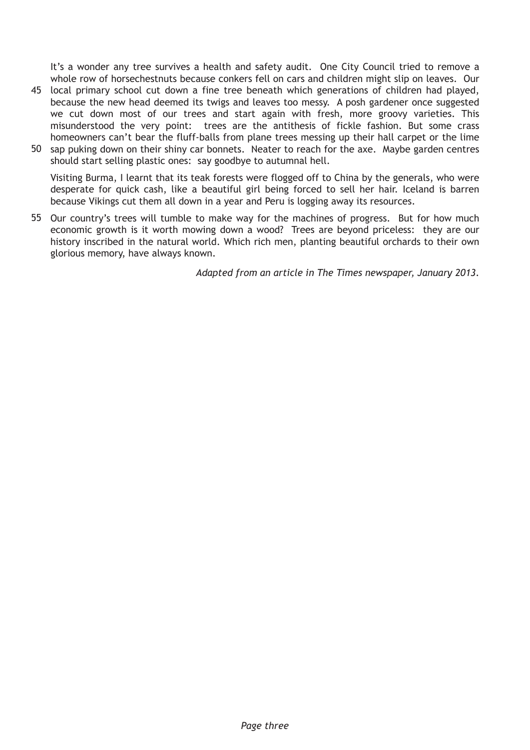It's a wonder any tree survives a health and safety audit. One City Council tried to remove a whole row of horsechestnuts because conkers fell on cars and children might slip on leaves. Our local primary school cut down a fine tree beneath which generations of children had played, because the new head deemed its twigs and leaves too messy. A posh gardener once suggested we cut down most of our trees and start again with fresh, more groovy varieties. This misunderstood the very point: trees are the antithesis of fickle fashion. But some crass homeowners can't bear the fluff-balls from plane trees messing up their hall carpet or the lime sap puking down on their shiny car bonnets. Neater to reach for the axe. Maybe garden centres should start selling plastic ones: say goodbye to autumnal hell.

Visiting Burma, I learnt that its teak forests were flogged off to China by the generals, who were desperate for quick cash, like a beautiful girl being forced to sell her hair. Iceland is barren because Vikings cut them all down in a year and Peru is logging away its resources.

Our country's trees will tumble to make way for the machines of progress. But for how much economic growth is it worth mowing down a wood? Trees are beyond priceless: they are our history inscribed in the natural world. Which rich men, planting beautiful orchards to their own glorious memory, have always known.

*Adapted from an article in The Times newspaper, January 2013.*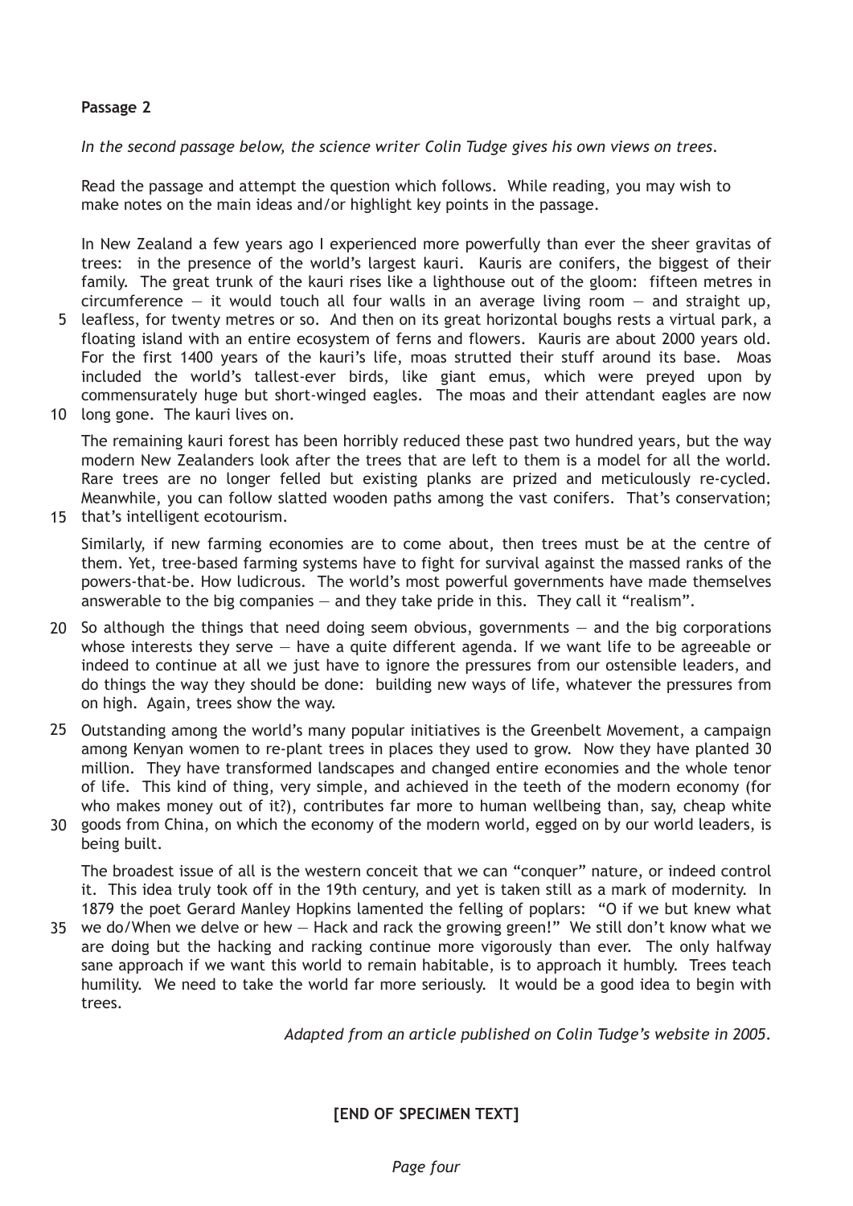**Passage 2**

*In the second passage below, the science writer Colin Tudge gives his own views on trees.*

Read the passage and attempt the question which follows. While reading, you may wish to make notes on the main ideas and/or highlight key points in the passage.

In New Zealand a few years ago I experienced more powerfully than ever the sheer gravitas of trees: in the presence of the world's largest kauri. Kauris are conifers, the biggest of their family. The great trunk of the kauri rises like a lighthouse out of the gloom: fifteen metres in circumference — it would touch all four walls in an average living room — and straight up, leafless, for twenty metres or so. And then on its great horizontal boughs rests a virtual park, a floating island with an entire ecosystem of ferns and flowers. Kauris are about 2000 years old. For the first 1400 years of the kauri's life, moas strutted their stuff around its base. Moas included the world's tallest-ever birds, like giant emus, which were preyed upon by commensurately huge but short-winged eagles. The moas and their attendant eagles are now long gone. The kauri lives on.

The remaining kauri forest has been horribly reduced these past two hundred years, but the way modern New Zealanders look after the trees that are left to them is a model for all the world. Rare trees are no longer felled but existing planks are prized and meticulously re-cycled. Meanwhile, you can follow slatted wooden paths among the vast conifers. That's conservation; that's intelligent ecotourism.

Similarly, if new farming economies are to come about, then trees must be at the centre of them. Yet, tree-based farming systems have to fight for survival against the massed ranks of the powers-that-be. How ludicrous. The world's most powerful governments have made themselves answerable to the big companies — and they take pride in this. They call it "realism".

So although the things that need doing seem obvious, governments — and the big corporations whose interests they serve — have a quite different agenda. If we want life to be agreeable or indeed to continue at all we just have to ignore the pressures from our ostensible leaders, and do things the way they should be done: building new ways of life, whatever the pressures from on high. Again, trees show the way.

Outstanding among the world's many popular initiatives is the Greenbelt Movement, a campaign among Kenyan women to re-plant trees in places they used to grow. Now they have planted 30 million. They have transformed landscapes and changed entire economies and the whole tenor of life. This kind of thing, very simple, and achieved in the teeth of the modern economy (for who makes money out of it?), contributes far more to human wellbeing than, say, cheap white goods from China, on which the economy of the modern world, egged on by our world leaders, is being built.

The broadest issue of all is the western conceit that we can "conquer" nature, or indeed control it. This idea truly took off in the 19th century, and yet is taken still as a mark of modernity. In 1879 the poet Gerard Manley Hopkins lamented the felling of poplars: "O if we but knew what we do/When we delve or hew — Hack and rack the growing green!" We still don't know what we are doing but the hacking and racking continue more vigorously than ever. The only halfway sane approach if we want this world to remain habitable, is to approach it humbly. Trees teach humility. We need to take the world far more seriously. It would be a good idea to begin with trees.

*Adapted from an article published on Colin Tudge's website in 2005.*

**[END OF SPECIMEN TEXT]**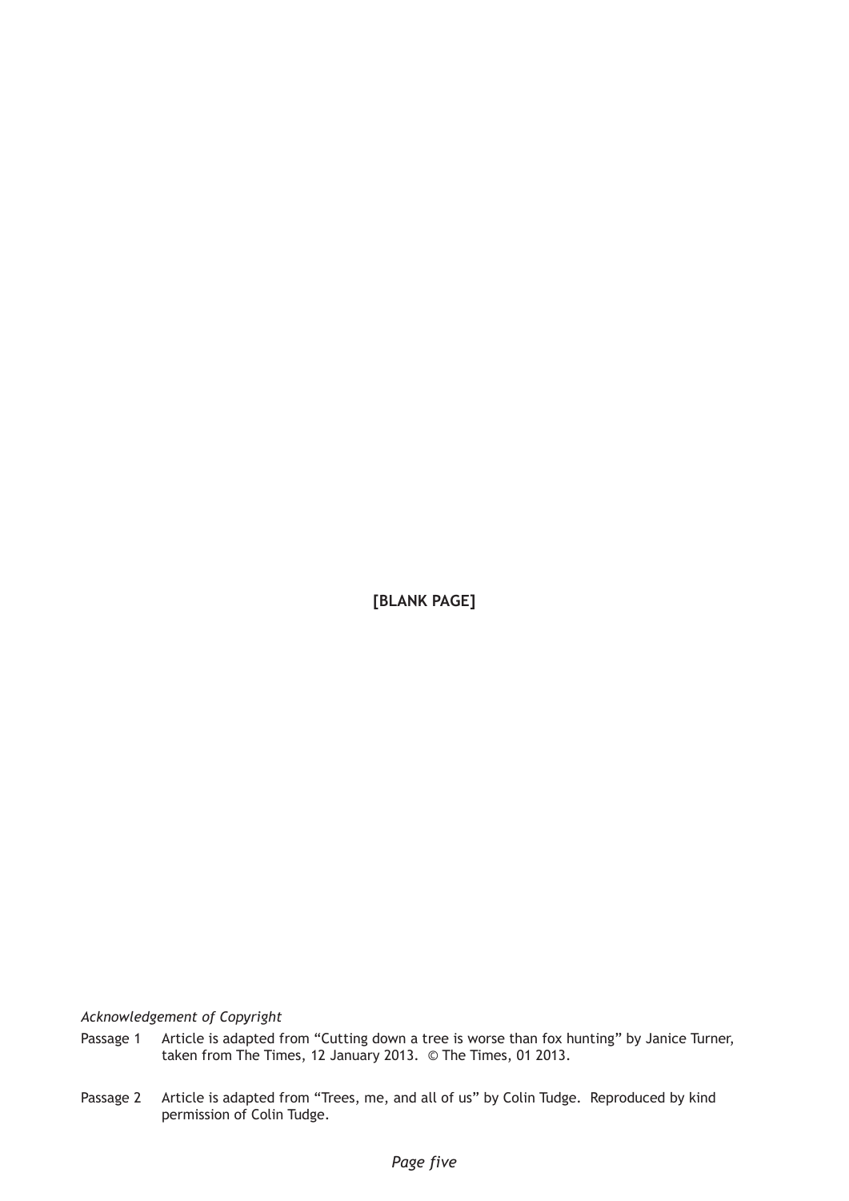**[BLANK PAGE]**

*Acknowledgement of Copyright*

Passage 1 Article is adapted from “Cutting down a tree is worse than fox hunting” by Janice Turner, taken from The Times, 12 January 2013. © The Times, 01 2013.

Passage 2 Article is adapted from “Trees, me, and all of us” by Colin Tudge. Reproduced by kind permission of Colin Tudge.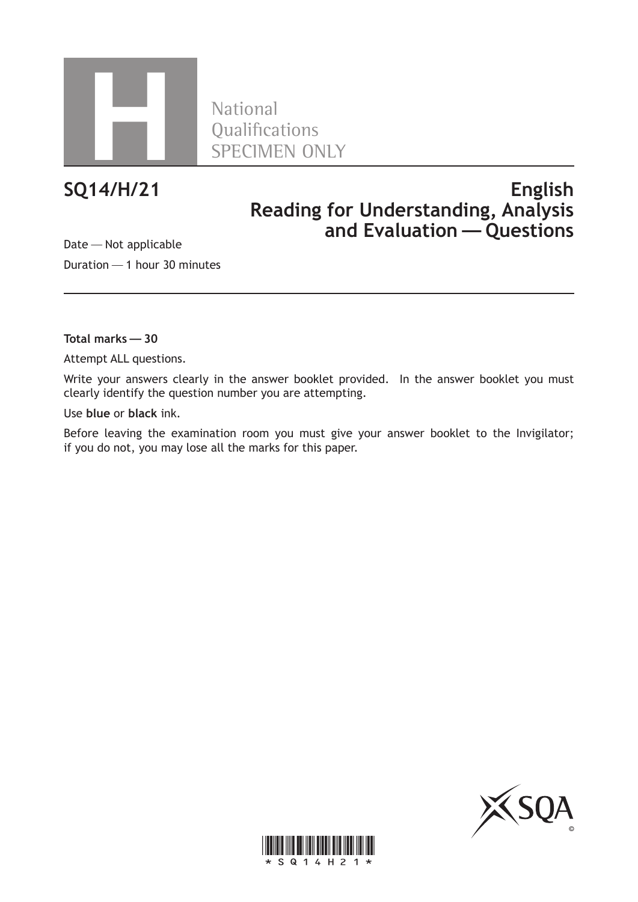# H

National
Qualifications
SPECIMEN ONLY

## SQ14/H/21

## English
## Reading for Understanding, Analysis and Evaluation — Questions

Date — Not applicable

Duration — 1 hour 30 minutes

**Total marks — 30**

Attempt ALL questions.

Write your answers clearly in the answer booklet provided. In the answer booklet you must clearly identify the question number you are attempting.

Use **blue** or **black** ink.

Before leaving the examination room you must give your answer booklet to the Invigilator; if you do not, you may lose all the marks for this paper.

SQA

©

\* S Q 1 4 H 2 1 \*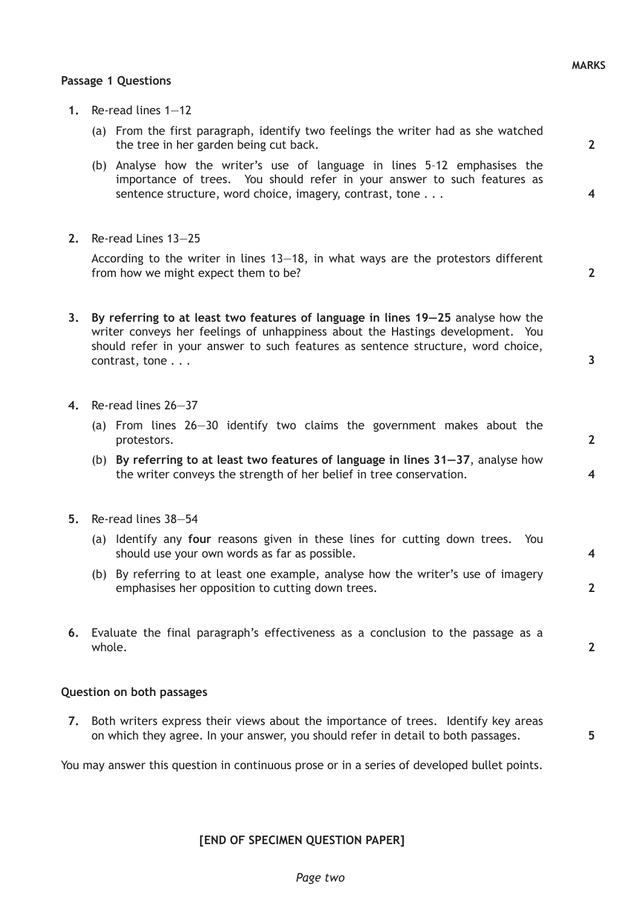**MARKS**

**Passage 1 Questions**

**1.** Re-read lines 1—12

(a) From the first paragraph, identify two feelings the writer had as she watched the tree in her garden being cut back. **2**

(b) Analyse how the writer's use of language in lines 5–12 emphasises the importance of trees. You should refer in your answer to such features as sentence structure, word choice, imagery, contrast, tone . . . **4**

**2.** Re-read Lines 13—25

According to the writer in lines 13—18, in what ways are the protestors different from how we might expect them to be? **2**

**3.** **By referring to at least two features of language in lines 19—25** analyse how the writer conveys her feelings of unhappiness about the Hastings development. You should refer in your answer to such features as sentence structure, word choice, contrast, tone . . . **3**

**4.** Re-read lines 26—37

(a) From lines 26—30 identify two claims the government makes about the protestors. **2**

(b) **By referring to at least two features of language in lines 31—37**, analyse how the writer conveys the strength of her belief in tree conservation. **4**

**5.** Re-read lines 38—54

(a) Identify any **four** reasons given in these lines for cutting down trees. You should use your own words as far as possible. **4**

(b) By referring to at least one example, analyse how the writer's use of imagery emphasises her opposition to cutting down trees. **2**

**6.** Evaluate the final paragraph's effectiveness as a conclusion to the passage as a whole. **2**

**Question on both passages**

**7.** Both writers express their views about the importance of trees. Identify key areas on which they agree. In your answer, you should refer in detail to both passages. **5**

You may answer this question in continuous prose or in a series of developed bullet points.

**[END OF SPECIMEN QUESTION PAPER]**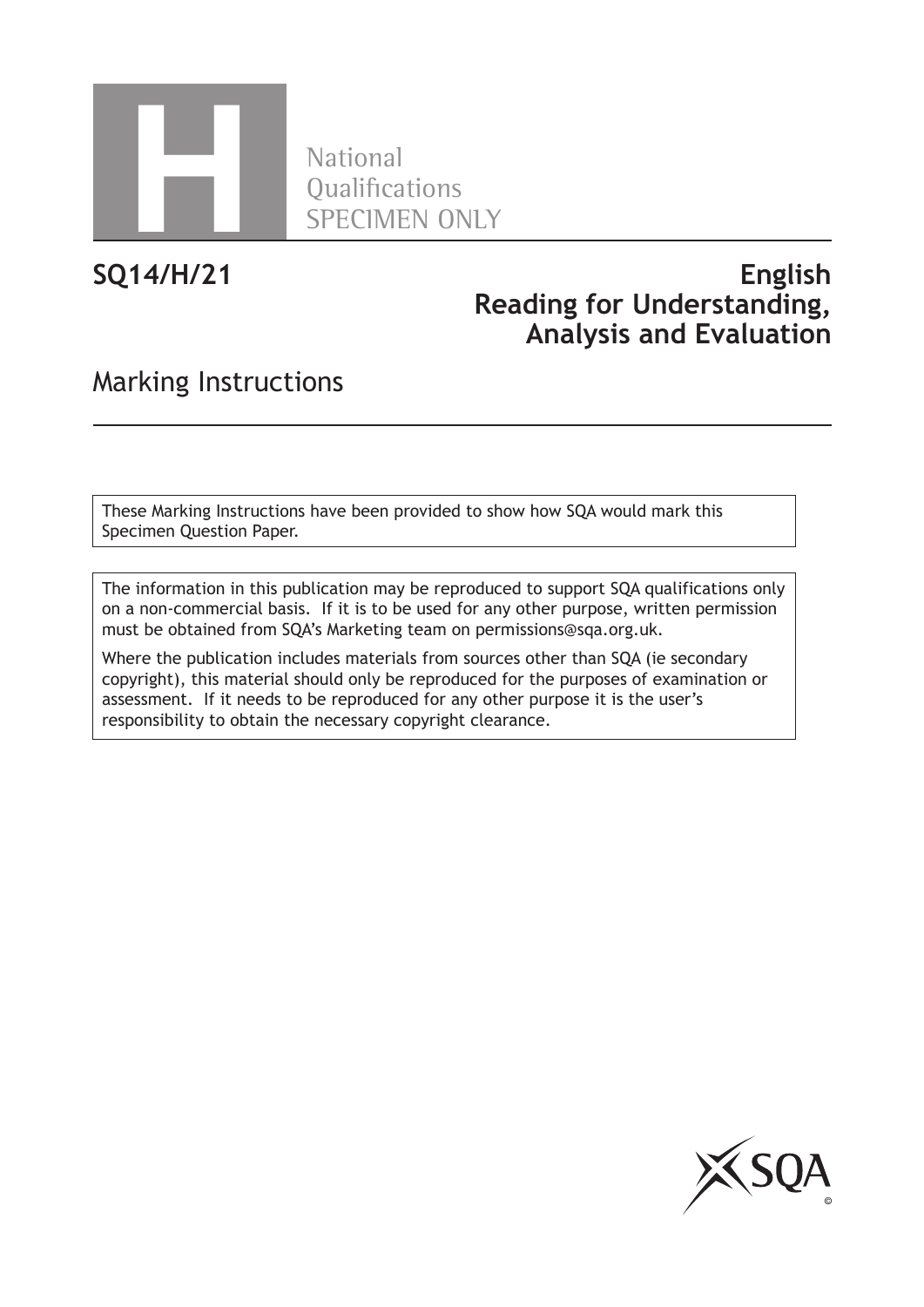# H

National
Qualifications
SPECIMEN ONLY

**SQ14/H/21**

**English**
**Reading for Understanding, Analysis and Evaluation**

## Marking Instructions

These Marking Instructions have been provided to show how SQA would mark this Specimen Question Paper.

The information in this publication may be reproduced to support SQA qualifications only on a non-commercial basis. If it is to be used for any other purpose, written permission must be obtained from SQA's Marketing team on permissions@sqa.org.uk.

Where the publication includes materials from sources other than SQA (ie secondary copyright), this material should only be reproduced for the purposes of examination or assessment. If it needs to be reproduced for any other purpose it is the user's responsibility to obtain the necessary copyright clearance.

SQA ©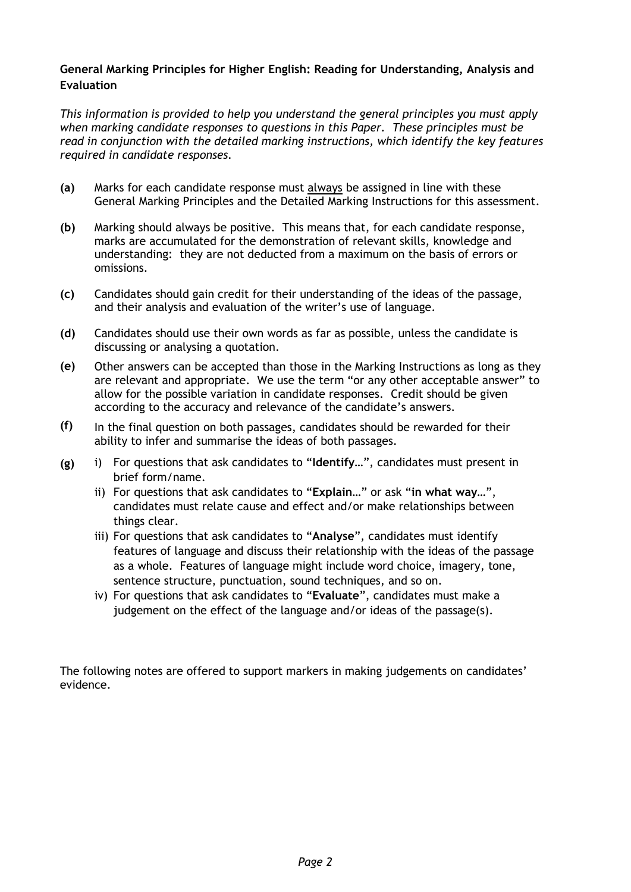**General Marking Principles for Higher English: Reading for Understanding, Analysis and Evaluation**

*This information is provided to help you understand the general principles you must apply when marking candidate responses to questions in this Paper. These principles must be read in conjunction with the detailed marking instructions, which identify the key features required in candidate responses.*

**(a)** Marks for each candidate response must always be assigned in line with these General Marking Principles and the Detailed Marking Instructions for this assessment.

**(b)** Marking should always be positive. This means that, for each candidate response, marks are accumulated for the demonstration of relevant skills, knowledge and understanding: they are not deducted from a maximum on the basis of errors or omissions.

**(c)** Candidates should gain credit for their understanding of the ideas of the passage, and their analysis and evaluation of the writer's use of language.

**(d)** Candidates should use their own words as far as possible, unless the candidate is discussing or analysing a quotation.

**(e)** Other answers can be accepted than those in the Marking Instructions as long as they are relevant and appropriate. We use the term "or any other acceptable answer" to allow for the possible variation in candidate responses. Credit should be given according to the accuracy and relevance of the candidate's answers.

**(f)** In the final question on both passages, candidates should be rewarded for their ability to infer and summarise the ideas of both passages.

**(g)**
- i) For questions that ask candidates to "**Identify**…", candidates must present in brief form/name.
- ii) For questions that ask candidates to "**Explain**…" or ask "**in what way**…", candidates must relate cause and effect and/or make relationships between things clear.
- iii) For questions that ask candidates to "**Analyse**", candidates must identify features of language and discuss their relationship with the ideas of the passage as a whole. Features of language might include word choice, imagery, tone, sentence structure, punctuation, sound techniques, and so on.
- iv) For questions that ask candidates to "**Evaluate**", candidates must make a judgement on the effect of the language and/or ideas of the passage(s).

The following notes are offered to support markers in making judgements on candidates' evidence.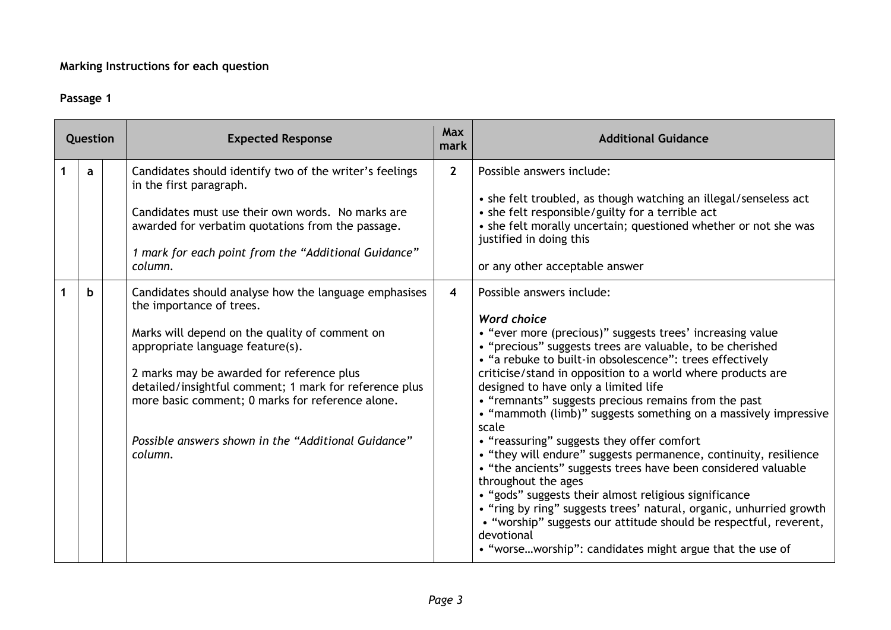**Marking Instructions for each question**

**Passage 1**

| Question | | | Expected Response | Max mark | Additional Guidance |
|---|---|---|---|---|---|
| 1 | a | | Candidates should identify two of the writer's feelings in the first paragraph.<br><br>Candidates must use their own words. No marks are awarded for verbatim quotations from the passage.<br><br>*1 mark for each point from the "Additional Guidance" column.* | 2 | Possible answers include:<br><br>• she felt troubled, as though watching an illegal/senseless act<br>• she felt responsible/guilty for a terrible act<br>• she felt morally uncertain; questioned whether or not she was justified in doing this<br><br>or any other acceptable answer |
| 1 | b | | Candidates should analyse how the language emphasises the importance of trees.<br><br>Marks will depend on the quality of comment on appropriate language feature(s).<br><br>2 marks may be awarded for reference plus detailed/insightful comment; 1 mark for reference plus more basic comment; 0 marks for reference alone.<br><br>*Possible answers shown in the "Additional Guidance" column.* | 4 | Possible answers include:<br><br>***Word choice***<br>• "ever more (precious)" suggests trees' increasing value<br>• "precious" suggests trees are valuable, to be cherished<br>• "a rebuke to built-in obsolescence": trees effectively criticise/stand in opposition to a world where products are designed to have only a limited life<br>• "remnants" suggests precious remains from the past<br>• "mammoth (limb)" suggests something on a massively impressive scale<br>• "reassuring" suggests they offer comfort<br>• "they will endure" suggests permanence, continuity, resilience<br>• "the ancients" suggests trees have been considered valuable throughout the ages<br>• "gods" suggests their almost religious significance<br>• "ring by ring" suggests trees' natural, organic, unhurried growth<br>• "worship" suggests our attitude should be respectful, reverent, devotional<br>• "worse…worship": candidates might argue that the use of |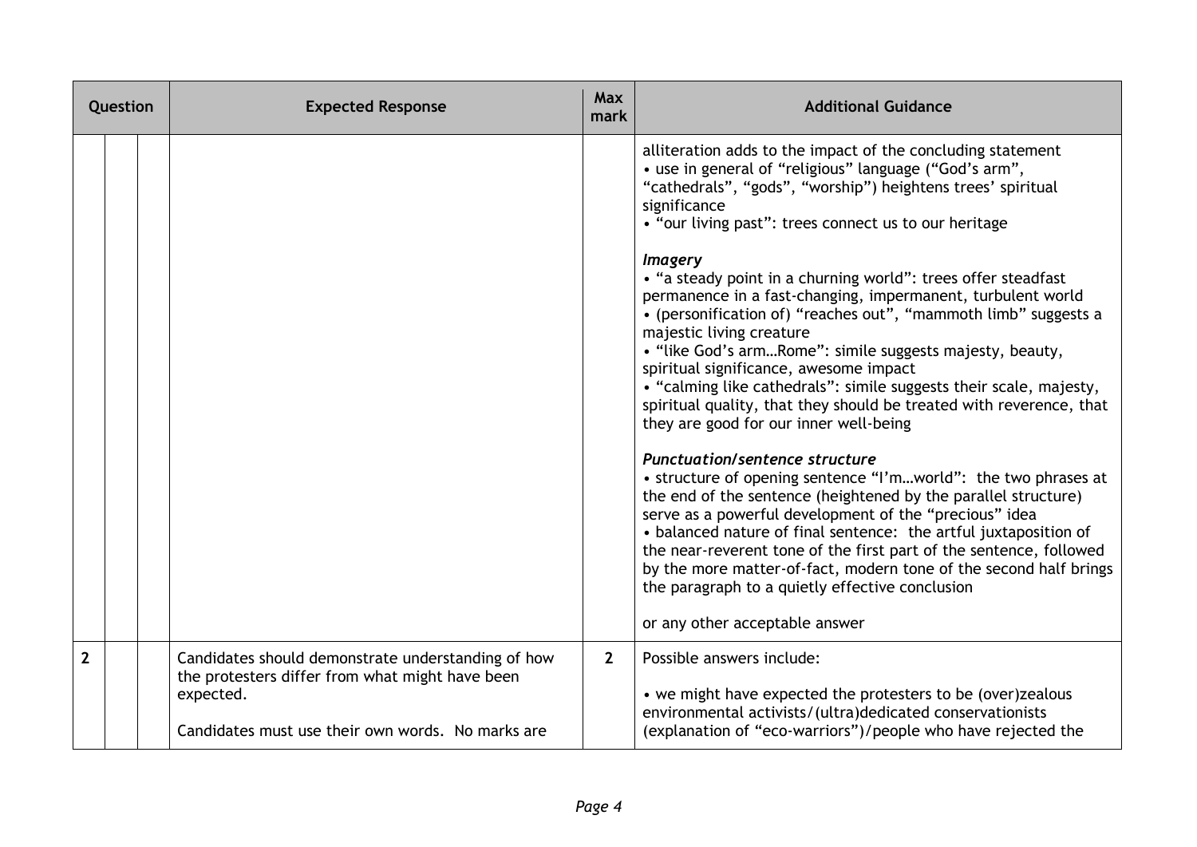| Question | | | Expected Response | Max mark | Additional Guidance |
|---|---|---|---|---|---|
| | | | | | alliteration adds to the impact of the concluding statement<br>• use in general of "religious" language ("God's arm", "cathedrals", "gods", "worship") heightens trees' spiritual significance<br>• "our living past": trees connect us to our heritage<br><br>***Imagery***<br>• "a steady point in a churning world": trees offer steadfast permanence in a fast-changing, impermanent, turbulent world<br>• (personification of) "reaches out", "mammoth limb" suggests a majestic living creature<br>• "like God's arm…Rome": simile suggests majesty, beauty, spiritual significance, awesome impact<br>• "calming like cathedrals": simile suggests their scale, majesty, spiritual quality, that they should be treated with reverence, that they are good for our inner well-being<br><br>***Punctuation/sentence structure***<br>• structure of opening sentence "I'm…world": the two phrases at the end of the sentence (heightened by the parallel structure) serve as a powerful development of the "precious" idea<br>• balanced nature of final sentence: the artful juxtaposition of the near-reverent tone of the first part of the sentence, followed by the more matter-of-fact, modern tone of the second half brings the paragraph to a quietly effective conclusion<br><br>or any other acceptable answer |
| **2** | | | Candidates should demonstrate understanding of how the protesters differ from what might have been expected.<br><br>Candidates must use their own words. No marks are | **2** | Possible answers include:<br><br>• we might have expected the protesters to be (over)zealous environmental activists/(ultra)dedicated conservationists (explanation of "eco-warriors")/people who have rejected the |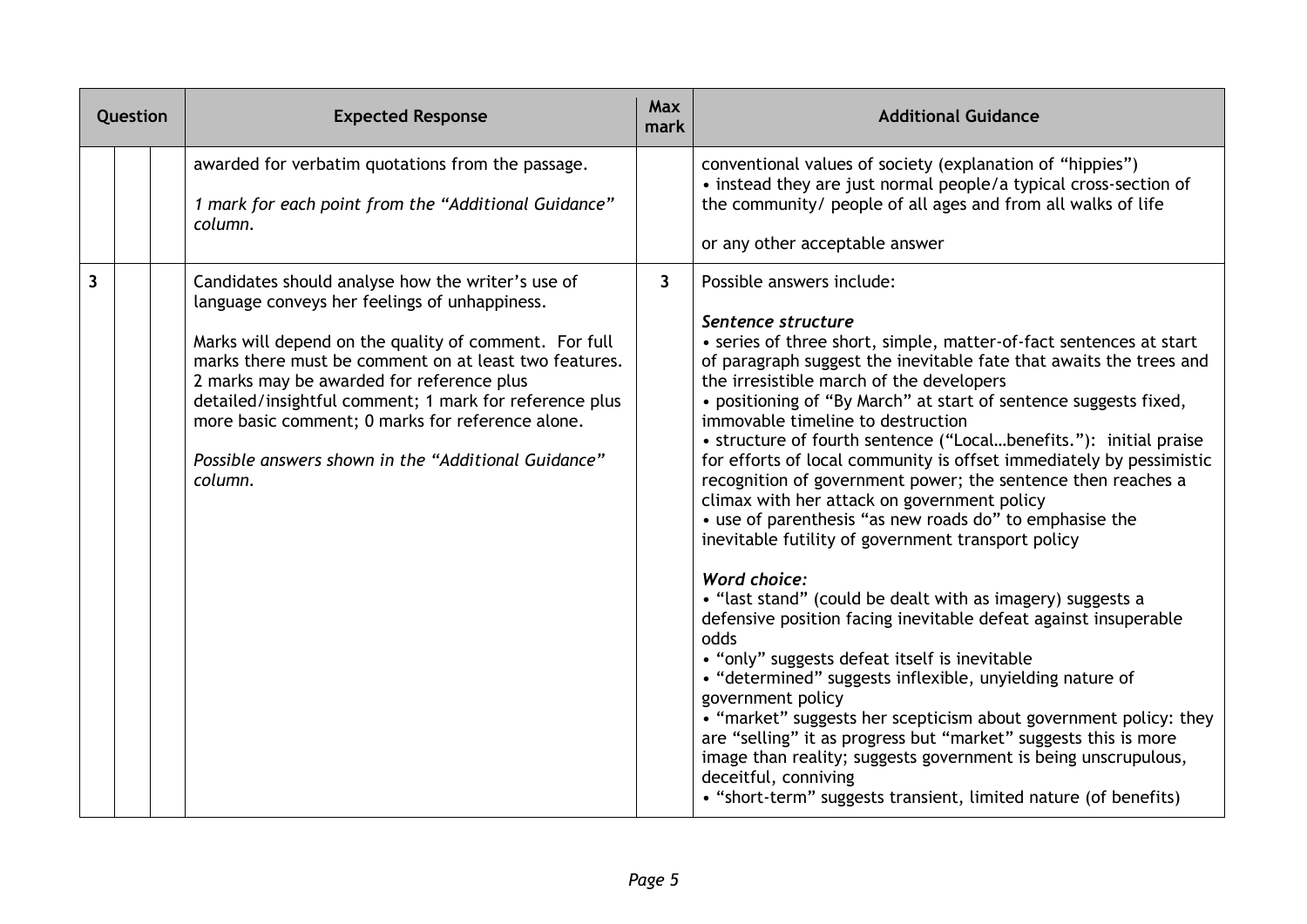| Question | | | Expected Response | Max mark | Additional Guidance |
|---|---|---|---|---|---|
| | | | awarded for verbatim quotations from the passage.<br><br>*1 mark for each point from the "Additional Guidance" column.* | | conventional values of society (explanation of "hippies")<br>• instead they are just normal people/a typical cross-section of the community/ people of all ages and from all walks of life<br><br>or any other acceptable answer |
| **3** | | | Candidates should analyse how the writer's use of language conveys her feelings of unhappiness.<br><br>Marks will depend on the quality of comment. For full marks there must be comment on at least two features. 2 marks may be awarded for reference plus detailed/insightful comment; 1 mark for reference plus more basic comment; 0 marks for reference alone.<br><br>*Possible answers shown in the "Additional Guidance" column.* | **3** | Possible answers include:<br><br>***Sentence structure***<br>• series of three short, simple, matter-of-fact sentences at start of paragraph suggest the inevitable fate that awaits the trees and the irresistible march of the developers<br>• positioning of "By March" at start of sentence suggests fixed, immovable timeline to destruction<br>• structure of fourth sentence ("Local…benefits."): initial praise for efforts of local community is offset immediately by pessimistic recognition of government power; the sentence then reaches a climax with her attack on government policy<br>• use of parenthesis "as new roads do" to emphasise the inevitable futility of government transport policy<br><br>***Word choice:***<br>• "last stand" (could be dealt with as imagery) suggests a defensive position facing inevitable defeat against insuperable odds<br>• "only" suggests defeat itself is inevitable<br>• "determined" suggests inflexible, unyielding nature of government policy<br>• "market" suggests her scepticism about government policy: they are "selling" it as progress but "market" suggests this is more image than reality; suggests government is being unscrupulous, deceitful, conniving<br>• "short-term" suggests transient, limited nature (of benefits) |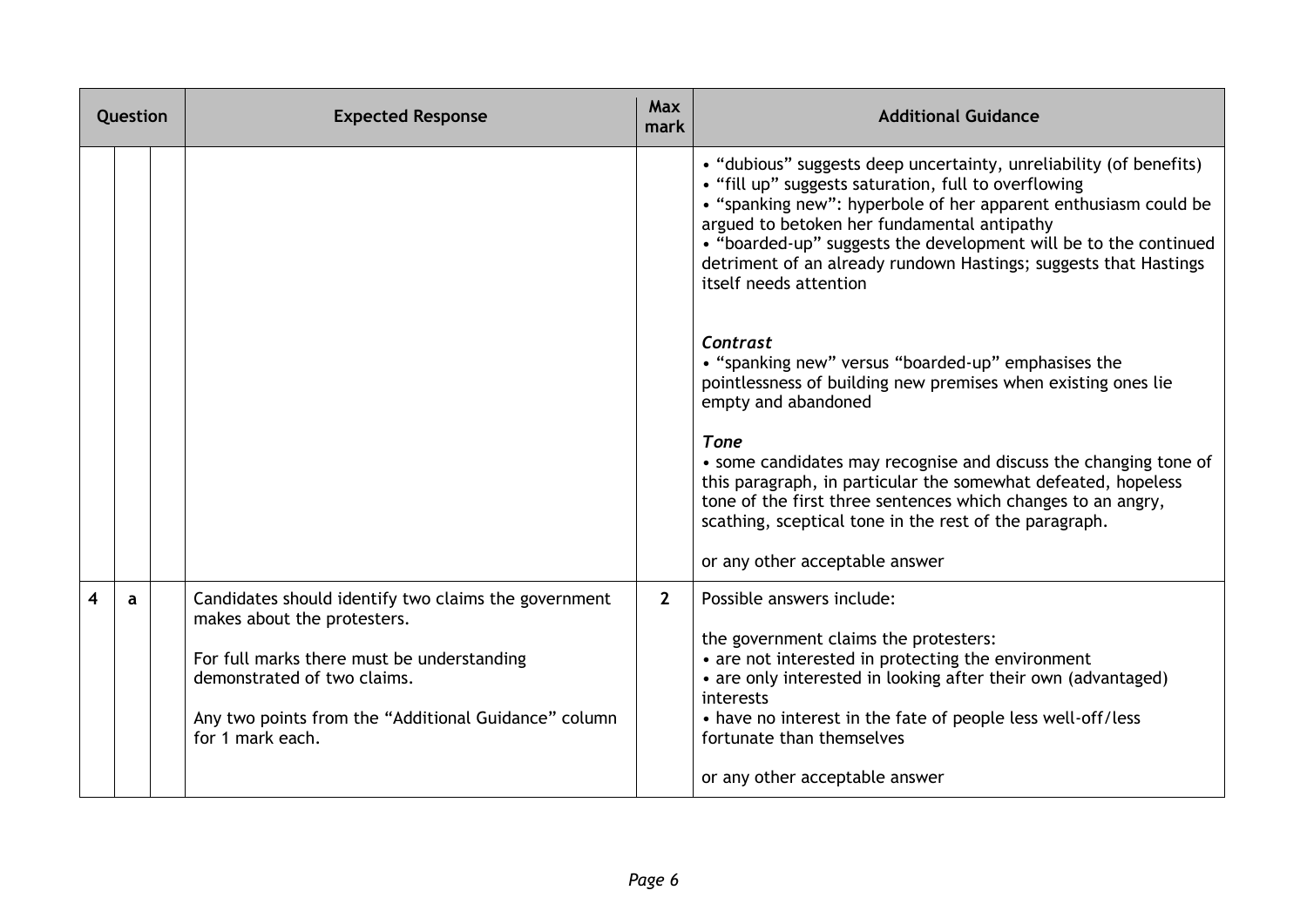| Question | | | Expected Response | Max mark | Additional Guidance |
|---|---|---|---|---|---|
| | | | | | • "dubious" suggests deep uncertainty, unreliability (of benefits)<br>• "fill up" suggests saturation, full to overflowing<br>• "spanking new": hyperbole of her apparent enthusiasm could be argued to betoken her fundamental antipathy<br>• "boarded-up" suggests the development will be to the continued detriment of an already rundown Hastings; suggests that Hastings itself needs attention<br><br>***Contrast***<br>• "spanking new" versus "boarded-up" emphasises the pointlessness of building new premises when existing ones lie empty and abandoned<br><br>***Tone***<br>• some candidates may recognise and discuss the changing tone of this paragraph, in particular the somewhat defeated, hopeless tone of the first three sentences which changes to an angry, scathing, sceptical tone in the rest of the paragraph.<br><br>or any other acceptable answer |
| 4 | a | | Candidates should identify two claims the government makes about the protesters.<br><br>For full marks there must be understanding demonstrated of two claims.<br><br>Any two points from the "Additional Guidance" column for 1 mark each. | 2 | Possible answers include:<br><br>the government claims the protesters:<br>• are not interested in protecting the environment<br>• are only interested in looking after their own (advantaged) interests<br>• have no interest in the fate of people less well-off/less fortunate than themselves<br><br>or any other acceptable answer |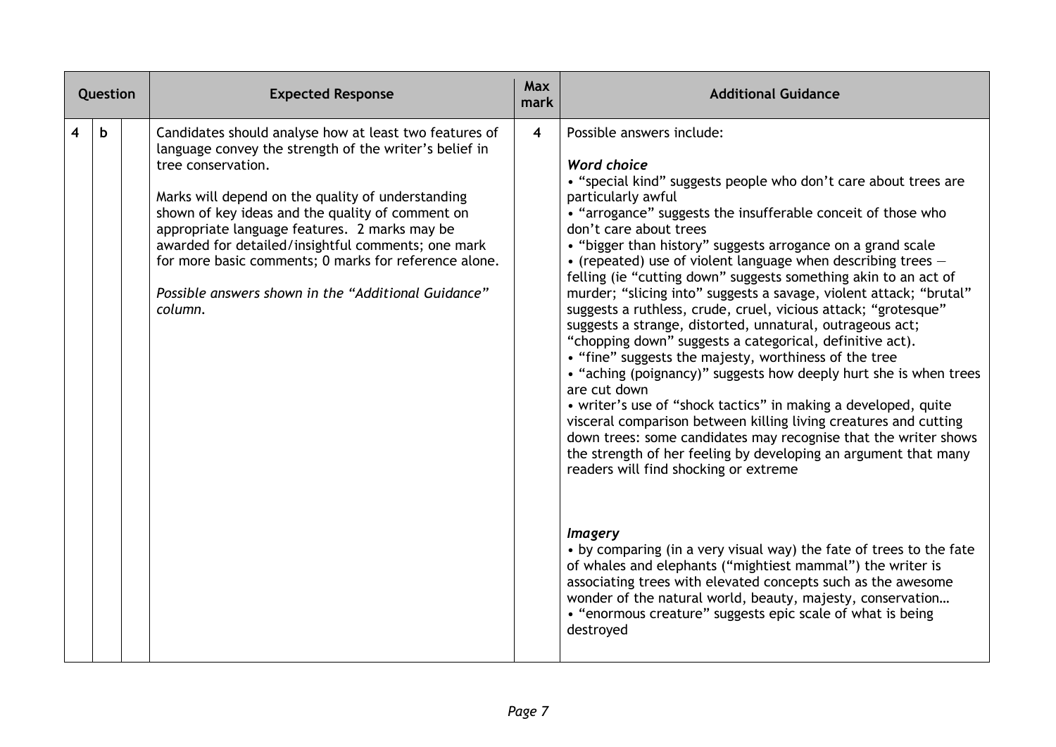| Question | | | Expected Response | Max mark | Additional Guidance |
|---|---|---|---|---|---|
| 4 | b | | Candidates should analyse how at least two features of language convey the strength of the writer's belief in tree conservation.<br><br>Marks will depend on the quality of understanding shown of key ideas and the quality of comment on appropriate language features. 2 marks may be awarded for detailed/insightful comments; one mark for more basic comments; 0 marks for reference alone.<br><br>*Possible answers shown in the "Additional Guidance" column.* | 4 | Possible answers include:<br><br>***Word choice***<br>• "special kind" suggests people who don't care about trees are particularly awful<br>• "arrogance" suggests the insufferable conceit of those who don't care about trees<br>• "bigger than history" suggests arrogance on a grand scale<br>• (repeated) use of violent language when describing trees – felling (ie "cutting down" suggests something akin to an act of murder; "slicing into" suggests a savage, violent attack; "brutal" suggests a ruthless, crude, cruel, vicious attack; "grotesque" suggests a strange, distorted, unnatural, outrageous act; "chopping down" suggests a categorical, definitive act).<br>• "fine" suggests the majesty, worthiness of the tree<br>• "aching (poignancy)" suggests how deeply hurt she is when trees are cut down<br>• writer's use of "shock tactics" in making a developed, quite visceral comparison between killing living creatures and cutting down trees: some candidates may recognise that the writer shows the strength of her feeling by developing an argument that many readers will find shocking or extreme<br><br>***Imagery***<br>• by comparing (in a very visual way) the fate of trees to the fate of whales and elephants ("mightiest mammal") the writer is associating trees with elevated concepts such as the awesome wonder of the natural world, beauty, majesty, conservation…<br>• "enormous creature" suggests epic scale of what is being destroyed |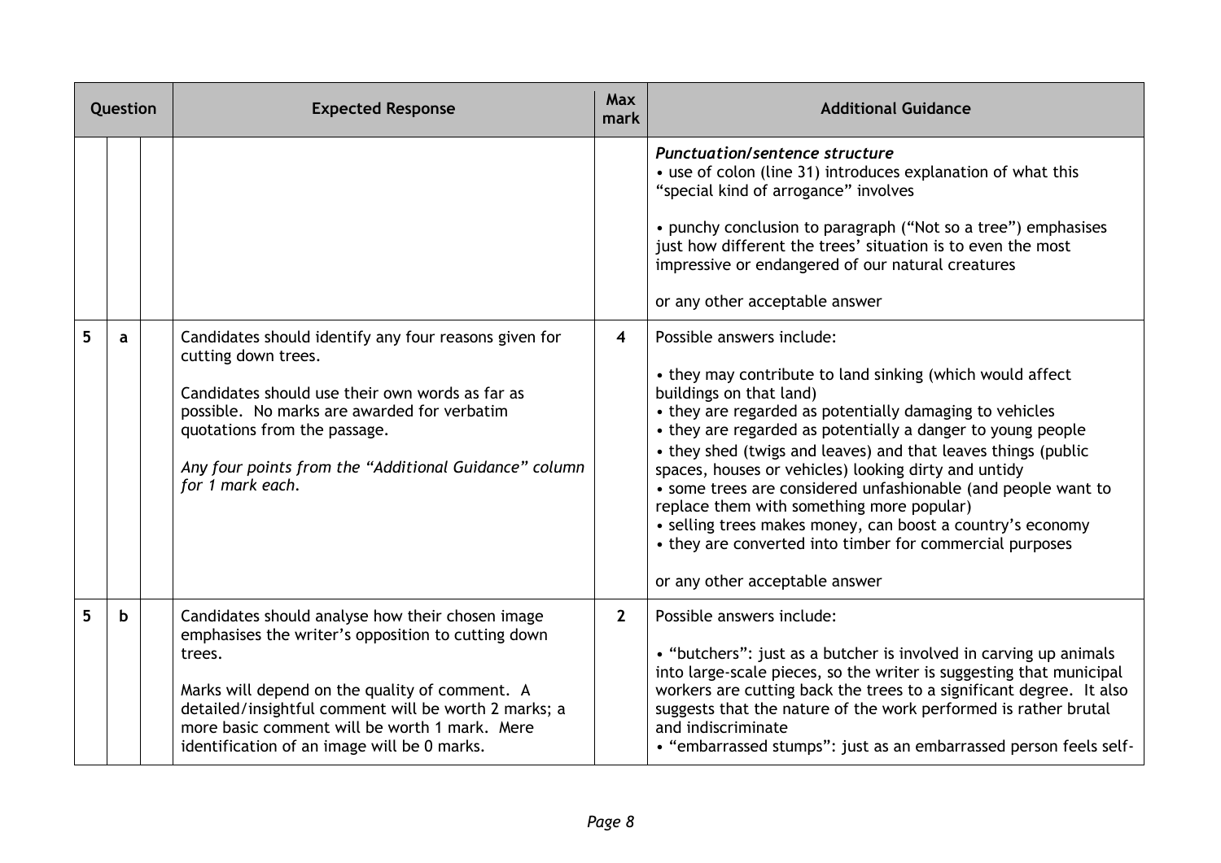| Question | | | Expected Response | Max mark | Additional Guidance |
|---|---|---|---|---|---|
| | | | | | ***Punctuation/sentence structure***<br>• use of colon (line 31) introduces explanation of what this "special kind of arrogance" involves<br><br>• punchy conclusion to paragraph ("Not so a tree") emphasises just how different the trees' situation is to even the most impressive or endangered of our natural creatures<br><br>or any other acceptable answer |
| 5 | a | | Candidates should identify any four reasons given for cutting down trees.<br><br>Candidates should use their own words as far as possible. No marks are awarded for verbatim quotations from the passage.<br><br>*Any four points from the "Additional Guidance" column for 1 mark each.* | 4 | Possible answers include:<br><br>• they may contribute to land sinking (which would affect buildings on that land)<br>• they are regarded as potentially damaging to vehicles<br>• they are regarded as potentially a danger to young people<br>• they shed (twigs and leaves) and that leaves things (public spaces, houses or vehicles) looking dirty and untidy<br>• some trees are considered unfashionable (and people want to replace them with something more popular)<br>• selling trees makes money, can boost a country's economy<br>• they are converted into timber for commercial purposes<br><br>or any other acceptable answer |
| 5 | b | | Candidates should analyse how their chosen image emphasises the writer's opposition to cutting down trees.<br><br>Marks will depend on the quality of comment. A detailed/insightful comment will be worth 2 marks; a more basic comment will be worth 1 mark. Mere identification of an image will be 0 marks. | 2 | Possible answers include:<br><br>• "butchers": just as a butcher is involved in carving up animals into large-scale pieces, so the writer is suggesting that municipal workers are cutting back the trees to a significant degree. It also suggests that the nature of the work performed is rather brutal and indiscriminate<br>• "embarrassed stumps": just as an embarrassed person feels self- |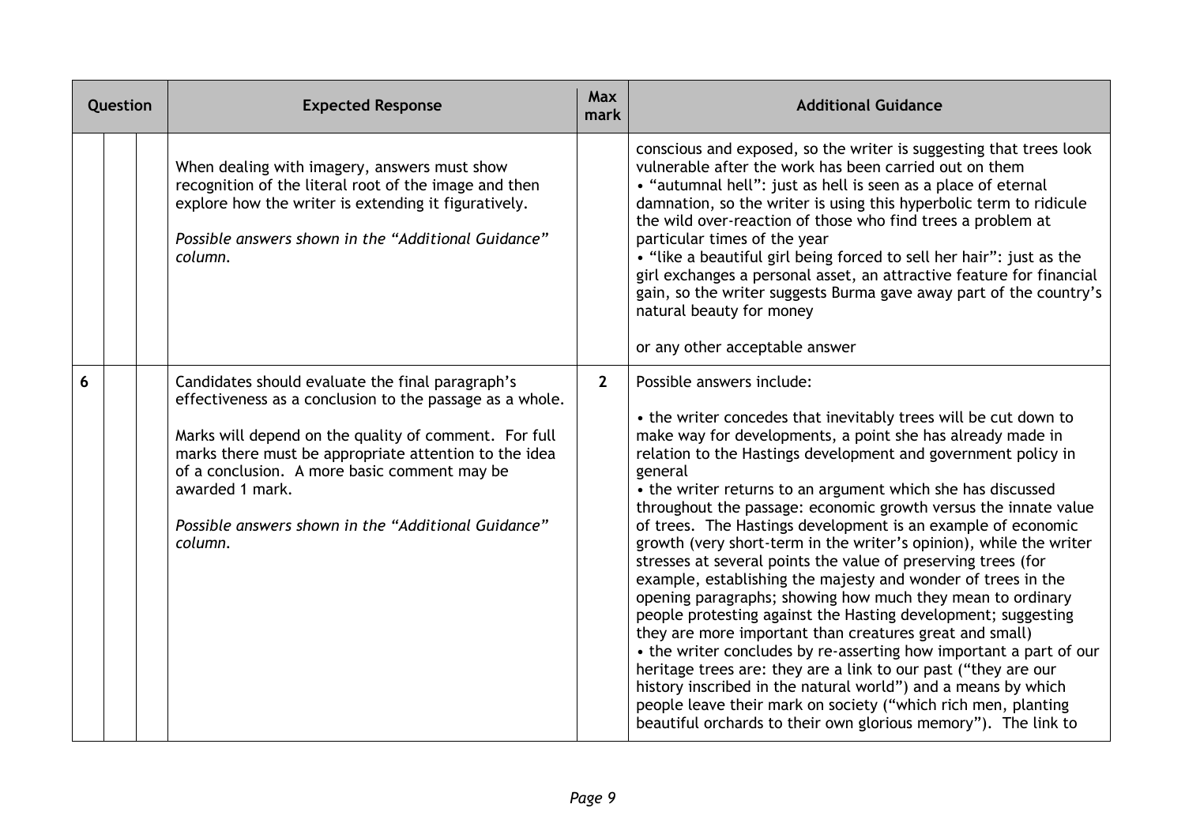| Question | | | Expected Response | Max mark | Additional Guidance |
|---|---|---|---|---|---|
| | | | When dealing with imagery, answers must show recognition of the literal root of the image and then explore how the writer is extending it figuratively.<br><br>*Possible answers shown in the "Additional Guidance" column.* | | conscious and exposed, so the writer is suggesting that trees look vulnerable after the work has been carried out on them<br>• "autumnal hell": just as hell is seen as a place of eternal damnation, so the writer is using this hyperbolic term to ridicule the wild over-reaction of those who find trees a problem at particular times of the year<br>• "like a beautiful girl being forced to sell her hair": just as the girl exchanges a personal asset, an attractive feature for financial gain, so the writer suggests Burma gave away part of the country's natural beauty for money<br><br>or any other acceptable answer |
| 6 | | | Candidates should evaluate the final paragraph's effectiveness as a conclusion to the passage as a whole.<br><br>Marks will depend on the quality of comment. For full marks there must be appropriate attention to the idea of a conclusion. A more basic comment may be awarded 1 mark.<br><br>*Possible answers shown in the "Additional Guidance" column.* | 2 | Possible answers include:<br><br>• the writer concedes that inevitably trees will be cut down to make way for developments, a point she has already made in relation to the Hastings development and government policy in general<br>• the writer returns to an argument which she has discussed throughout the passage: economic growth versus the innate value of trees. The Hastings development is an example of economic growth (very short-term in the writer's opinion), while the writer stresses at several points the value of preserving trees (for example, establishing the majesty and wonder of trees in the opening paragraphs; showing how much they mean to ordinary people protesting against the Hasting development; suggesting they are more important than creatures great and small)<br>• the writer concludes by re-asserting how important a part of our heritage trees are: they are a link to our past ("they are our history inscribed in the natural world") and a means by which people leave their mark on society ("which rich men, planting beautiful orchards to their own glorious memory"). The link to |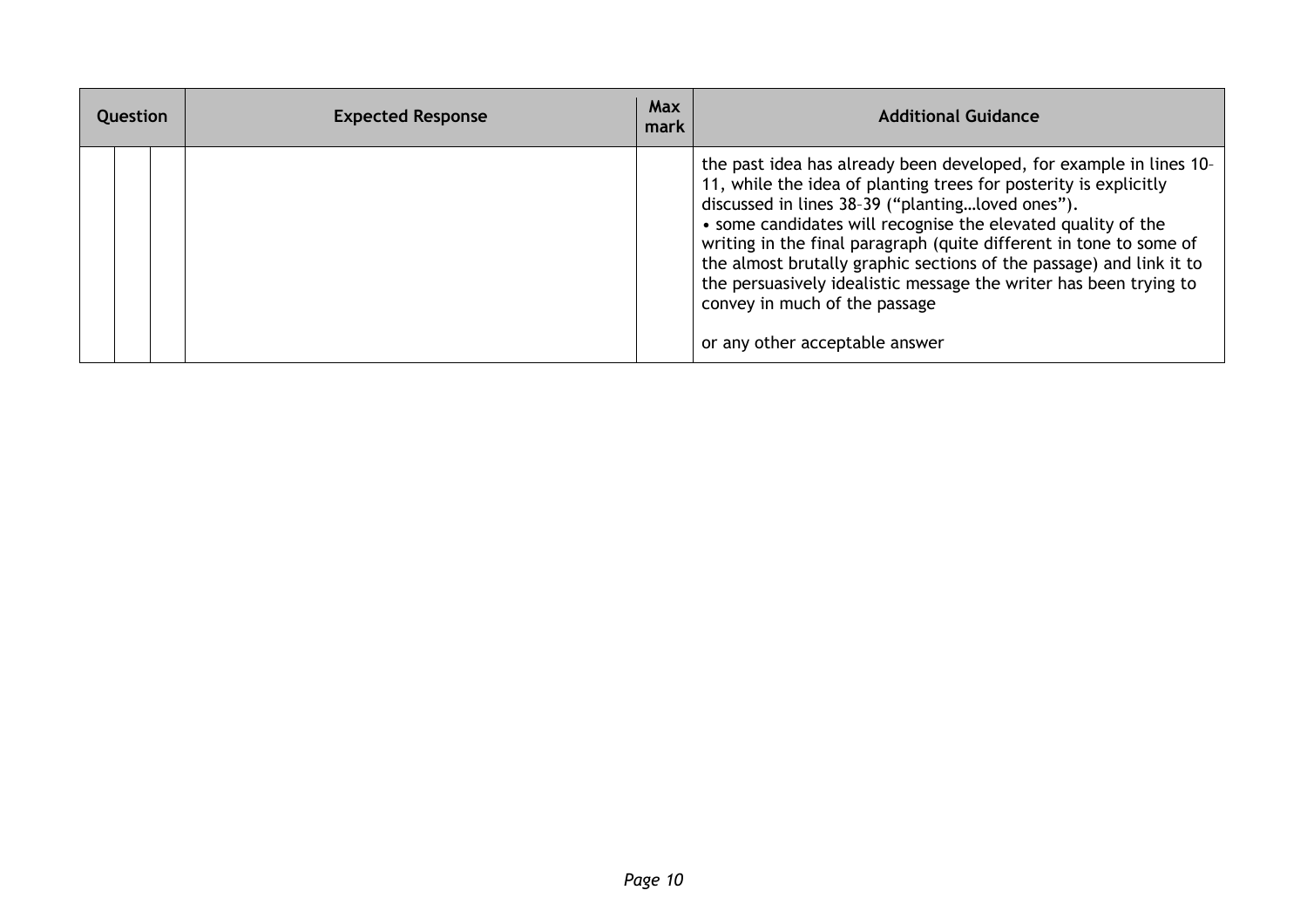| Question | | | Expected Response | Max mark | Additional Guidance |
|---|---|---|---|---|---|
| | | | | | the past idea has already been developed, for example in lines 10–11, while the idea of planting trees for posterity is explicitly discussed in lines 38–39 ("planting…loved ones").<br>• some candidates will recognise the elevated quality of the writing in the final paragraph (quite different in tone to some of the almost brutally graphic sections of the passage) and link it to the persuasively idealistic message the writer has been trying to convey in much of the passage<br><br>or any other acceptable answer |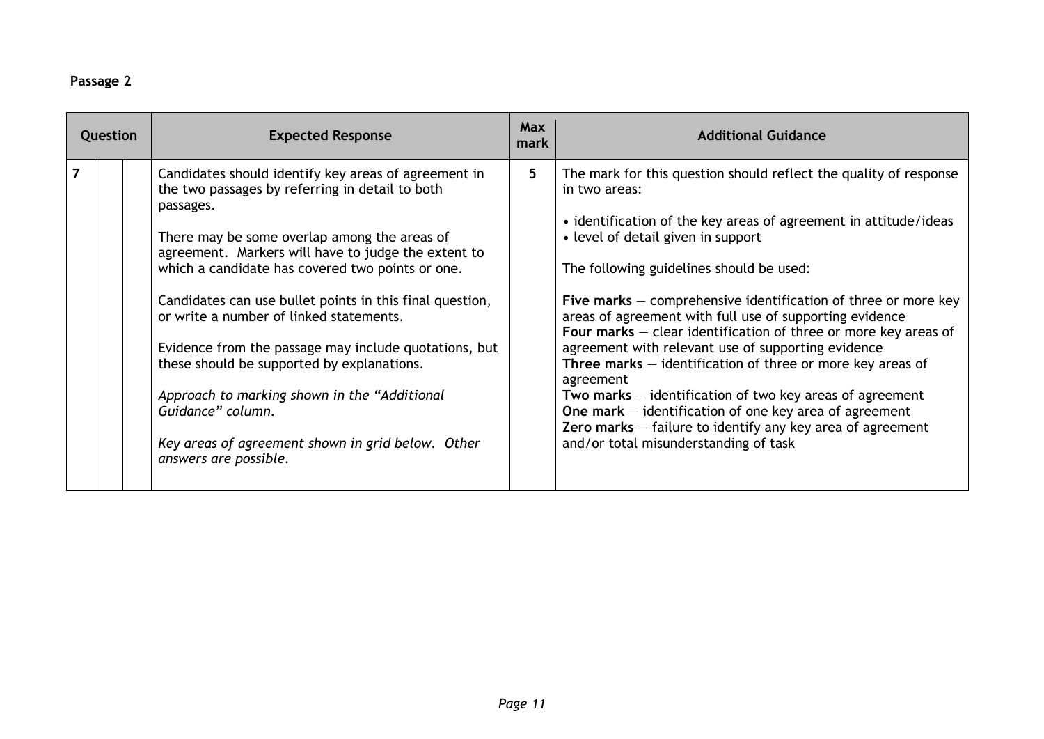**Passage 2**

| Question | | | Expected Response | Max mark | Additional Guidance |
|---|---|---|---|---|---|
| 7 | | | Candidates should identify key areas of agreement in the two passages by referring in detail to both passages.<br><br>There may be some overlap among the areas of agreement. Markers will have to judge the extent to which a candidate has covered two points or one.<br><br>Candidates can use bullet points in this final question, or write a number of linked statements.<br><br>Evidence from the passage may include quotations, but these should be supported by explanations.<br><br>*Approach to marking shown in the "Additional Guidance" column.*<br><br>*Key areas of agreement shown in grid below. Other answers are possible.* | 5 | The mark for this question should reflect the quality of response in two areas:<br><br>• identification of the key areas of agreement in attitude/ideas<br>• level of detail given in support<br><br>The following guidelines should be used:<br><br>**Five marks** – comprehensive identification of three or more key areas of agreement with full use of supporting evidence<br>**Four marks** – clear identification of three or more key areas of agreement with relevant use of supporting evidence<br>**Three marks** – identification of three or more key areas of agreement<br>**Two marks** – identification of two key areas of agreement<br>**One mark** – identification of one key area of agreement<br>**Zero marks** – failure to identify any key area of agreement and/or total misunderstanding of task |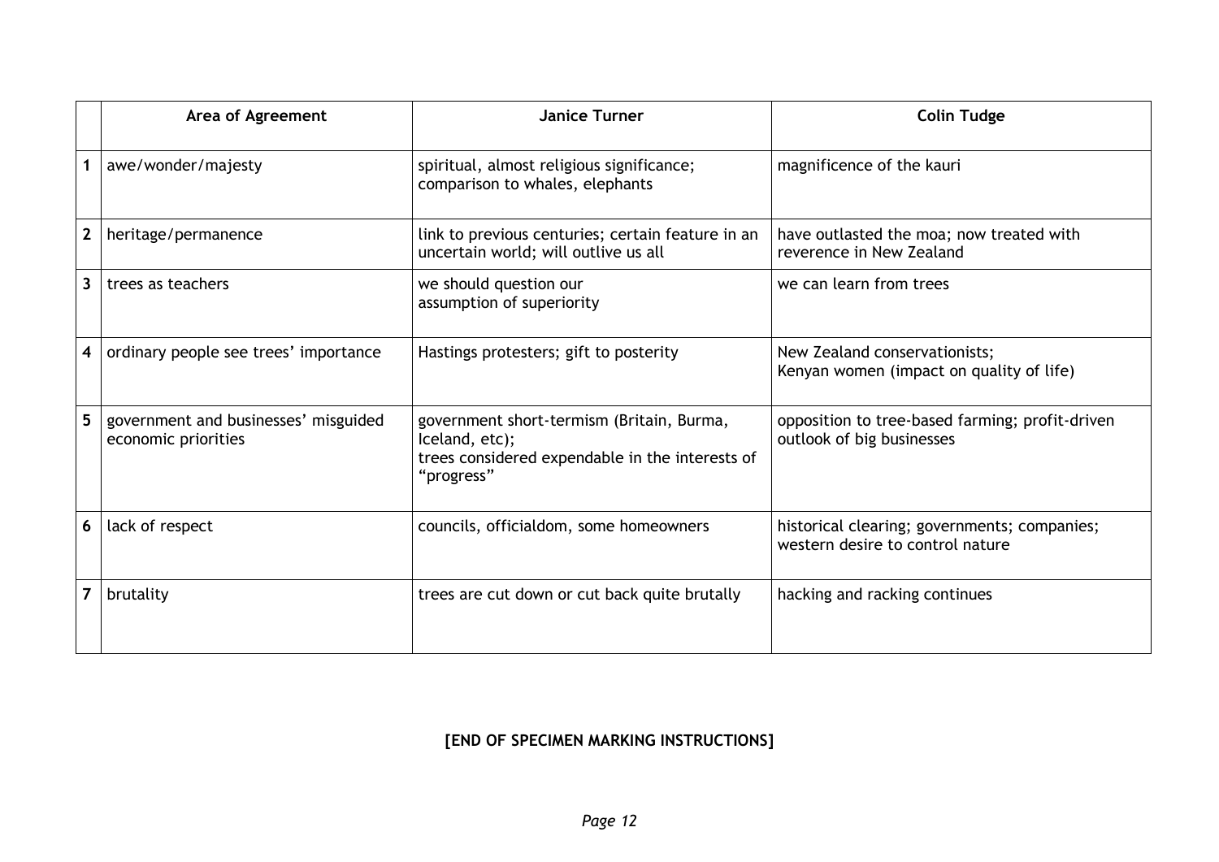| | Area of Agreement | Janice Turner | Colin Tudge |
|---|---|---|---|
| 1 | awe/wonder/majesty | spiritual, almost religious significance; comparison to whales, elephants | magnificence of the kauri |
| 2 | heritage/permanence | link to previous centuries; certain feature in an uncertain world; will outlive us all | have outlasted the moa; now treated with reverence in New Zealand |
| 3 | trees as teachers | we should question our assumption of superiority | we can learn from trees |
| 4 | ordinary people see trees' importance | Hastings protesters; gift to posterity | New Zealand conservationists; Kenyan women (impact on quality of life) |
| 5 | government and businesses' misguided economic priorities | government short-termism (Britain, Burma, Iceland, etc); trees considered expendable in the interests of "progress" | opposition to tree-based farming; profit-driven outlook of big businesses |
| 6 | lack of respect | councils, officialdom, some homeowners | historical clearing; governments; companies; western desire to control nature |
| 7 | brutality | trees are cut down or cut back quite brutally | hacking and racking continues |

**[END OF SPECIMEN MARKING INSTRUCTIONS]**